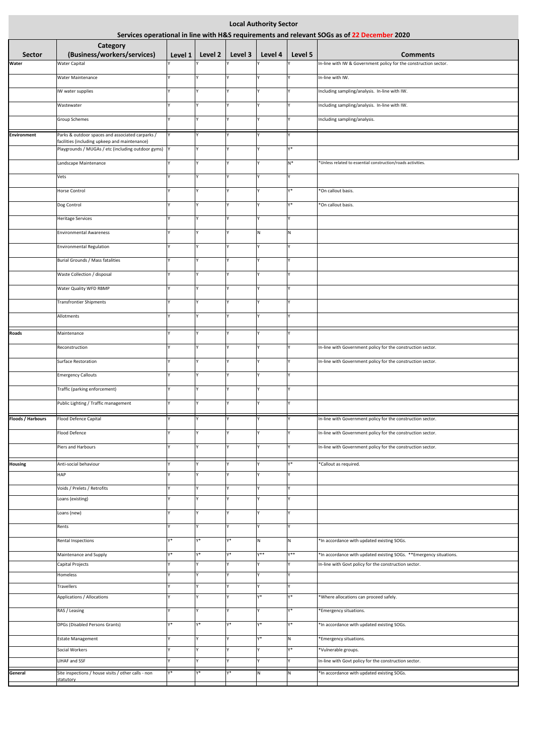# Local Authority Sector

## Services operational in line with H&S requirements and relevant SOGs as of 22 December 2020

| Sector | Category (Business/workers/services) | Level 1 | Level 2 | Level 3 | Level 4 | Level 5 | Comments |
|---|---|---|---|---|---|---|---|
| Water | Water Capital | Y | Y | Y | Y | Y | In-line with IW & Government policy for the construction sector. |
| | Water Maintenance | Y | Y | Y | Y | Y | In-line with IW. |
| | IW water supplies | Y | Y | Y | Y | Y | Including sampling/analysis. In-line with IW. |
| | Wastewater | Y | Y | Y | Y | Y | Including sampling/analysis. In-line with IW. |
| | Group Schemes | Y | Y | Y | Y | Y | Including sampling/analysis. |
| Environment | Parks & outdoor spaces and associated carparks / facilities (including upkeep and maintenance) | Y | Y | Y | Y | Y | |
| | Playgrounds / MUGAs / etc (including outdoor gyms) | Y | Y | Y | Y | Y* | |
| | Landscape Maintenance | Y | Y | Y | Y | N* | *Unless related to essential construction/roads activities. |
| | Vets | Y | Y | Y | Y | Y | |
| | Horse Control | Y | Y | Y | Y | Y* | *On callout basis. |
| | Dog Control | Y | Y | Y | Y | Y* | *On callout basis. |
| | Heritage Services | Y | Y | Y | Y | Y | |
| | Environmental Awareness | Y | Y | Y | N | N | |
| | Environmental Regulation | Y | Y | Y | Y | Y | |
| | Burial Grounds / Mass fatalities | Y | Y | Y | Y | Y | |
| | Waste Collection / disposal | Y | Y | Y | Y | Y | |
| | Water Quality WFD RBMP | Y | Y | Y | Y | Y | |
| | Transfrontier Shipments | Y | Y | Y | Y | Y | |
| | Allotments | Y | Y | Y | Y | Y | |
| Roads | Maintenance | Y | Y | Y | Y | Y | |
| | Reconstruction | Y | Y | Y | Y | Y | In-line with Government policy for the construction sector. |
| | Surface Restoration | Y | Y | Y | Y | Y | In-line with Government policy for the construction sector. |
| | Emergency Callouts | Y | Y | Y | Y | Y | |
| | Traffic (parking enforcement) | Y | Y | Y | Y | Y | |
| | Public Lighting / Traffic management | Y | Y | Y | Y | Y | |
| Floods / Harbours | Flood Defence Capital | Y | Y | Y | Y | Y | In-line with Government policy for the construction sector. |
| | Flood Defence | Y | Y | Y | Y | Y | In-line with Government policy for the construction sector. |
| | Piers and Harbours | Y | Y | Y | Y | Y | In-line with Government policy for the construction sector. |
| Housing | Anti-social behaviour | Y | Y | Y | Y | Y* | *Callout as required. |
| | HAP | Y | Y | Y | Y | Y | |
| | Voids / Prelets / Retrofits | Y | Y | Y | Y | Y | |
| | Loans (existing) | Y | Y | Y | Y | Y | |
| | Loans (new) | Y | Y | Y | Y | Y | |
| | Rents | Y | Y | Y | Y | Y | |
| | Rental Inspections | Y* | Y* | Y* | N | N | *In accordance with updated existing SOGs. |
| | Maintenance and Supply | Y* | Y* | Y* | Y** | Y** | *In accordance with updated existing SOGs. **Emergency situations. |
| | Capital Projects | Y | Y | Y | Y | Y | In-line with Govt policy for the construction sector. |
| | Homeless | Y | Y | Y | Y | Y | |
| | Travellers | Y | Y | Y | Y | Y | |
| | Applications / Allocations | Y | Y | Y | Y* | Y* | *Where allocations can proceed safely. |
| | RAS / Leasing | Y | Y | Y | Y | Y* | *Emergency situations. |
| | DPGs (Disabled Persons Grants) | Y* | Y* | Y* | Y* | Y* | *In accordance with updated existing SOGs. |
| | Estate Management | Y | Y | Y | Y* | N | *Emergency situations. |
| | Social Workers | Y | Y | Y | Y | Y* | *Vulnerable groups. |
| | LIHAF and SSF | Y | Y | Y | Y | Y | In-line with Govt policy for the construction sector. |
| General | Site inspections / house visits / other calls - non statutory | Y* | Y* | Y* | N | N | *In accordance with updated existing SOGs. |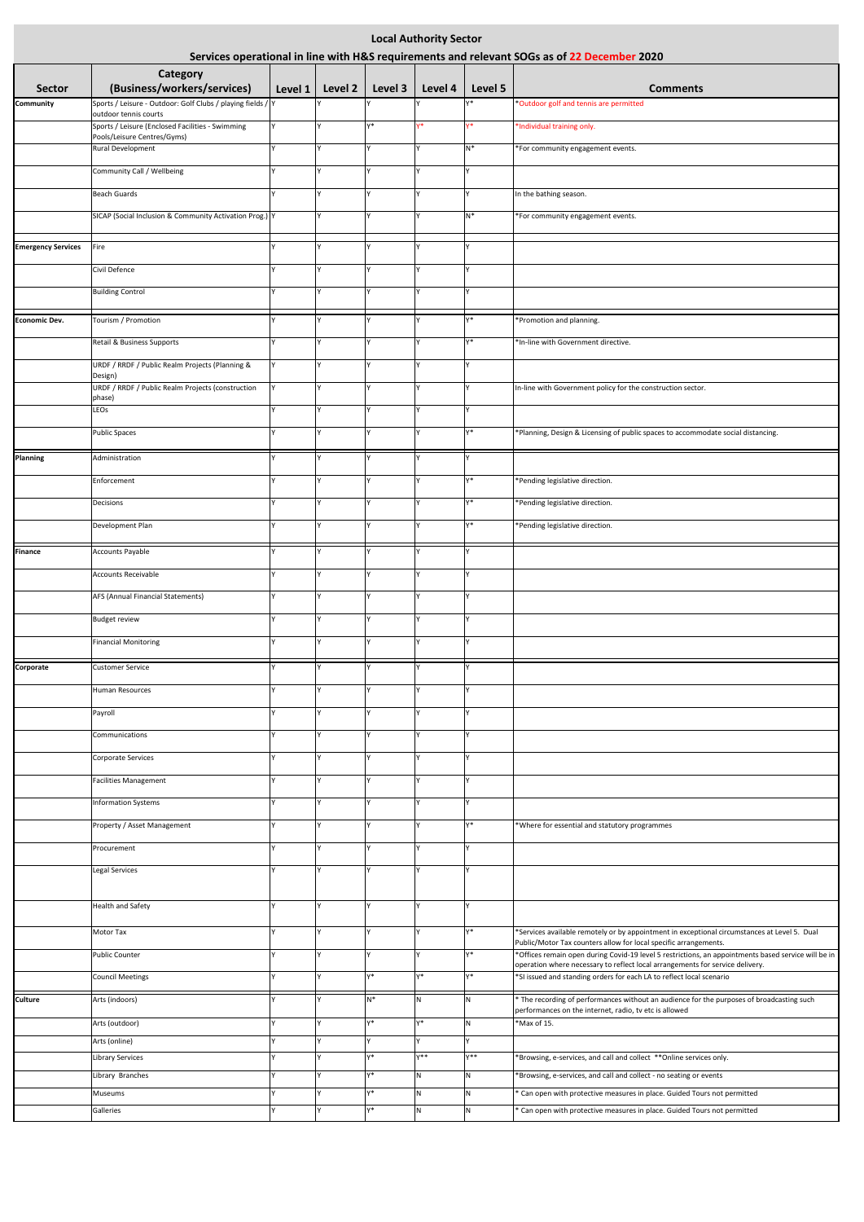## Local Authority Sector

### Services operational in line with H&S requirements and relevant SOGs as of 22 December 2020

| Sector | Category (Business/workers/services) | Level 1 | Level 2 | Level 3 | Level 4 | Level 5 | Comments |
|---|---|---|---|---|---|---|---|
| Community | Sports / Leisure - Outdoor: Golf Clubs / playing fields / outdoor tennis courts | Y | Y | Y | Y | Y* | *Outdoor golf and tennis are permitted |
| | Sports / Leisure (Enclosed Facilities - Swimming Pools/Leisure Centres/Gyms) | Y | Y | Y* | Y* | Y* | *Individual training only. |
| | Rural Development | Y | Y | Y | Y | N* | *For community engagement events. |
| | Community Call / Wellbeing | Y | Y | Y | Y | Y | |
| | Beach Guards | Y | Y | Y | Y | Y | In the bathing season. |
| | SICAP (Social Inclusion & Community Activation Prog.) | Y | Y | Y | Y | N* | *For community engagement events. |
| Emergency Services | Fire | Y | Y | Y | Y | Y | |
| | Civil Defence | Y | Y | Y | Y | Y | |
| | Building Control | Y | Y | Y | Y | Y | |
| Economic Dev. | Tourism / Promotion | Y | Y | Y | Y | Y* | *Promotion and planning. |
| | Retail & Business Supports | Y | Y | Y | Y | Y* | *In-line with Government directive. |
| | URDF / RRDF / Public Realm Projects (Planning & Design) | Y | Y | Y | Y | Y | |
| | URDF / RRDF / Public Realm Projects (construction phase) | Y | Y | Y | Y | Y | In-line with Government policy for the construction sector. |
| | LEOs | Y | Y | Y | Y | Y | |
| | Public Spaces | Y | Y | Y | Y | Y* | *Planning, Design & Licensing of public spaces to accommodate social distancing. |
| Planning | Administration | Y | Y | Y | Y | Y | |
| | Enforcement | Y | Y | Y | Y | Y* | *Pending legislative direction. |
| | Decisions | Y | Y | Y | Y | Y* | *Pending legislative direction. |
| | Development Plan | Y | Y | Y | Y | Y* | *Pending legislative direction. |
| Finance | Accounts Payable | Y | Y | Y | Y | Y | |
| | Accounts Receivable | Y | Y | Y | Y | Y | |
| | AFS (Annual Financial Statements) | Y | Y | Y | Y | Y | |
| | Budget review | Y | Y | Y | Y | Y | |
| | Financial Monitoring | Y | Y | Y | Y | Y | |
| Corporate | Customer Service | Y | Y | Y | Y | Y | |
| | Human Resources | Y | Y | Y | Y | Y | |
| | Payroll | Y | Y | Y | Y | Y | |
| | Communications | Y | Y | Y | Y | Y | |
| | Corporate Services | Y | Y | Y | Y | Y | |
| | Facilities Management | Y | Y | Y | Y | Y | |
| | Information Systems | Y | Y | Y | Y | Y | |
| | Property / Asset Management | Y | Y | Y | Y | Y* | *Where for essential and statutory programmes |
| | Procurement | Y | Y | Y | Y | Y | |
| | Legal Services | Y | Y | Y | Y | Y | |
| | Health and Safety | Y | Y | Y | Y | Y | |
| | Motor Tax | Y | Y | Y | Y | Y* | *Services available remotely or by appointment in exceptional circumstances at Level 5. Dual Public/Motor Tax counters allow for local specific arrangements. |
| | Public Counter | Y | Y | Y | Y | Y* | *Offices remain open during Covid-19 level 5 restrictions, an appointments based service will be in operation where necessary to reflect local arrangements for service delivery. |
| | Council Meetings | Y | Y | Y* | Y* | Y* | *SI issued and standing orders for each LA to reflect local scenario |
| Culture | Arts (indoors) | Y | Y | N* | N | N | * The recording of performances without an audience for the purposes of broadcasting such performances on the internet, radio, tv etc is allowed |
| | Arts (outdoor) | Y | Y | Y* | Y* | N | *Max of 15. |
| | Arts (online) | Y | Y | Y | Y | Y | |
| | Library Services | Y | Y | Y* | Y** | Y** | *Browsing, e-services, and call and collect **Online services only. |
| | Library Branches | Y | Y | Y* | N | N | *Browsing, e-services, and call and collect - no seating or events |
| | Museums | Y | Y | Y* | N | N | * Can open with protective measures in place. Guided Tours not permitted |
| | Galleries | Y | Y | Y* | N | N | * Can open with protective measures in place. Guided Tours not permitted |